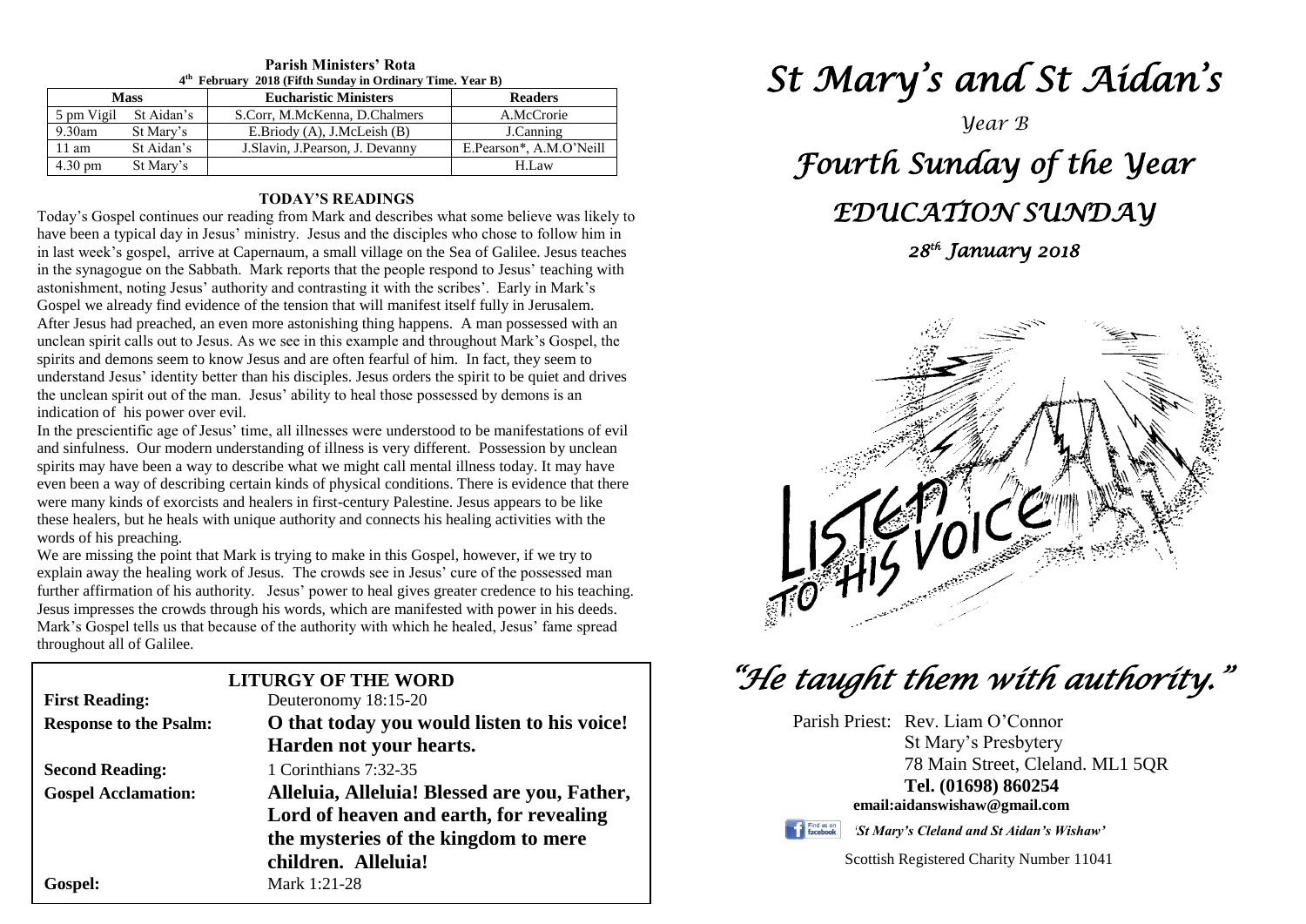**Parish Ministers' Rota**
**4th February 2018 (Fifth Sunday in Ordinary Time. Year B)**

| Mass | | Eucharistic Ministers | Readers |
|---|---|---|---|
| 5 pm Vigil | St Aidan's | S.Corr, M.McKenna, D.Chalmers | A.McCrorie |
| 9.30am | St Mary's | E.Briody (A), J.McLeish (B) | J.Canning |
| 11 am | St Aidan's | J.Slavin, J.Pearson, J. Devanny | E.Pearson*, A.M.O'Neill |
| 4.30 pm | St Mary's | | H.Law |

## TODAY'S READINGS

Today's Gospel continues our reading from Mark and describes what some believe was likely to have been a typical day in Jesus' ministry. Jesus and the disciples who chose to follow him in in last week's gospel, arrive at Capernaum, a small village on the Sea of Galilee. Jesus teaches in the synagogue on the Sabbath. Mark reports that the people respond to Jesus' teaching with astonishment, noting Jesus' authority and contrasting it with the scribes'. Early in Mark's Gospel we already find evidence of the tension that will manifest itself fully in Jerusalem. After Jesus had preached, an even more astonishing thing happens. A man possessed with an unclean spirit calls out to Jesus. As we see in this example and throughout Mark's Gospel, the spirits and demons seem to know Jesus and are often fearful of him. In fact, they seem to understand Jesus' identity better than his disciples. Jesus orders the spirit to be quiet and drives the unclean spirit out of the man. Jesus' ability to heal those possessed by demons is an indication of his power over evil.

In the prescientific age of Jesus' time, all illnesses were understood to be manifestations of evil and sinfulness. Our modern understanding of illness is very different. Possession by unclean spirits may have been a way to describe what we might call mental illness today. It may have even been a way of describing certain kinds of physical conditions. There is evidence that there were many kinds of exorcists and healers in first-century Palestine. Jesus appears to be like these healers, but he heals with unique authority and connects his healing activities with the words of his preaching.

We are missing the point that Mark is trying to make in this Gospel, however, if we try to explain away the healing work of Jesus. The crowds see in Jesus' cure of the possessed man further affirmation of his authority. Jesus' power to heal gives greater credence to his teaching. Jesus impresses the crowds through his words, which are manifested with power in his deeds. Mark's Gospel tells us that because of the authority with which he healed, Jesus' fame spread throughout all of Galilee.

## LITURGY OF THE WORD

**First Reading:** Deuteronomy 18:15-20

**Response to the Psalm:** **O that today you would listen to his voice! Harden not your hearts.**

**Second Reading:** 1 Corinthians 7:32-35

**Gospel Acclamation:** **Alleluia, Alleluia! Blessed are you, Father, Lord of heaven and earth, for revealing the mysteries of the kingdom to mere children. Alleluia!**

**Gospel:** Mark 1:21-28

# *St Mary's and St Aidan's*

*Year B*

# *Fourth Sunday of the Year*

# *EDUCATION SUNDAY*

*28th January 2018*

LISTEN TO HIS VOICE

# *"He taught them with authority."*

Parish Priest: Rev. Liam O'Connor
St Mary's Presbytery
78 Main Street, Cleland. ML1 5QR
**Tel. (01698) 860254**
**email:aidanswishaw@gmail.com**

Find us on facebook *'St Mary's Cleland and St Aidan's Wishaw'*

Scottish Registered Charity Number 11041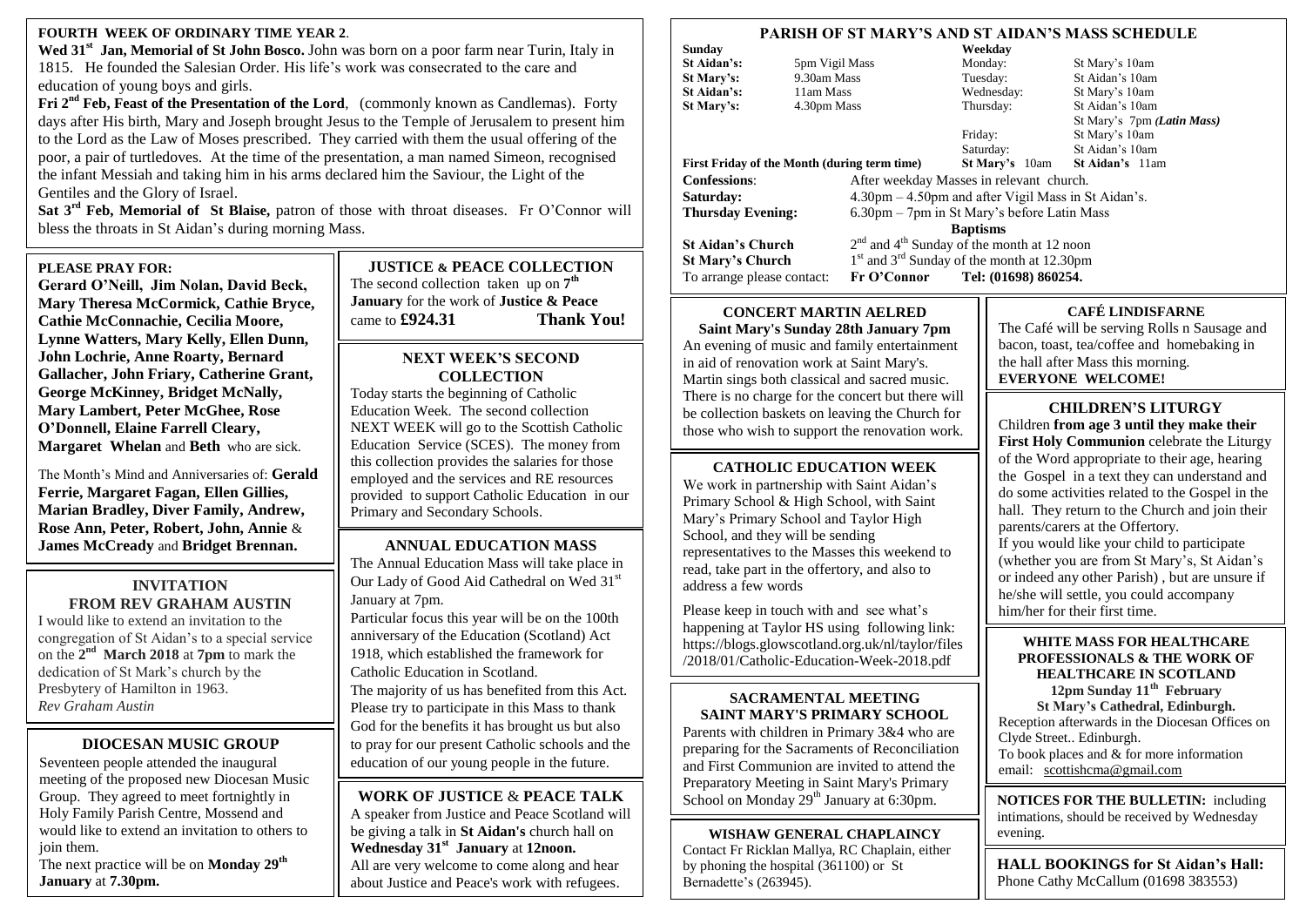**FOURTH WEEK OF ORDINARY TIME YEAR 2**.

**Wed 31st Jan, Memorial of St John Bosco.** John was born on a poor farm near Turin, Italy in 1815. He founded the Salesian Order. His life's work was consecrated to the care and education of young boys and girls.

**Fri 2nd Feb, Feast of the Presentation of the Lord**, (commonly known as Candlemas). Forty days after His birth, Mary and Joseph brought Jesus to the Temple of Jerusalem to present him to the Lord as the Law of Moses prescribed. They carried with them the usual offering of the poor, a pair of turtledoves. At the time of the presentation, a man named Simeon, recognised the infant Messiah and taking him in his arms declared him the Saviour, the Light of the Gentiles and the Glory of Israel.

**Sat 3rd Feb, Memorial of St Blaise,** patron of those with throat diseases. Fr O'Connor will bless the throats in St Aidan's during morning Mass.

**PLEASE PRAY FOR:**

**Gerard O'Neill, Jim Nolan, David Beck, Mary Theresa McCormick, Cathie Bryce, Cathie McConnachie, Cecilia Moore, Lynne Watters, Mary Kelly, Ellen Dunn, John Lochrie, Anne Roarty, Bernard Gallacher, John Friary, Catherine Grant, George McKinney, Bridget McNally, Mary Lambert, Peter McGhee, Rose O'Donnell, Elaine Farrell Cleary, Margaret Whelan** and **Beth** who are sick.

The Month's Mind and Anniversaries of: **Gerald Ferrie, Margaret Fagan, Ellen Gillies, Marian Bradley, Diver Family, Andrew, Rose Ann, Peter, Robert, John, Annie** & **James McCready** and **Bridget Brennan.**

## INVITATION FROM REV GRAHAM AUSTIN

I would like to extend an invitation to the congregation of St Aidan's to a special service on the **2nd March 2018** at **7pm** to mark the dedication of St Mark's church by the Presbytery of Hamilton in 1963.

*Rev Graham Austin*

## DIOCESAN MUSIC GROUP

Seventeen people attended the inaugural meeting of the proposed new Diocesan Music Group. They agreed to meet fortnightly in Holy Family Parish Centre, Mossend and would like to extend an invitation to others to join them.

The next practice will be on **Monday 29th January** at **7.30pm.**

## JUSTICE & PEACE COLLECTION

The second collection taken up on **7th January** for the work of **Justice & Peace** came to **£924.31** **Thank You!**

## NEXT WEEK'S SECOND COLLECTION

Today starts the beginning of Catholic Education Week. The second collection NEXT WEEK will go to the Scottish Catholic Education Service (SCES). The money from this collection provides the salaries for those employed and the services and RE resources provided to support Catholic Education in our Primary and Secondary Schools.

## ANNUAL EDUCATION MASS

The Annual Education Mass will take place in Our Lady of Good Aid Cathedral on Wed 31st January at 7pm.

Particular focus this year will be on the 100th anniversary of the Education (Scotland) Act 1918, which established the framework for Catholic Education in Scotland.

The majority of us has benefited from this Act. Please try to participate in this Mass to thank God for the benefits it has brought us but also to pray for our present Catholic schools and the education of our young people in the future.

## WORK OF JUSTICE & PEACE TALK

A speaker from Justice and Peace Scotland will be giving a talk in **St Aidan's** church hall on **Wednesday 31st January** at **12noon.**

All are very welcome to come along and hear about Justice and Peace's work with refugees.

## PARISH OF ST MARY'S AND ST AIDAN'S MASS SCHEDULE

| **Sunday** | | **Weekday** | |
|---|---|---|---|
| **St Aidan's:** | 5pm Vigil Mass | Monday: | St Mary's 10am |
| **St Mary's:** | 9.30am Mass | Tuesday: | St Aidan's 10am |
| **St Aidan's:** | 11am Mass | Wednesday: | St Mary's 10am |
| **St Mary's:** | 4.30pm Mass | Thursday: | St Aidan's 10am |
| | | | St Mary's 7pm *(Latin Mass)* |
| | | Friday: | St Mary's 10am |
| | | Saturday: | St Aidan's 10am |
| **First Friday of the Month (during term time)** | | **St Mary's** 10am | **St Aidan's** 11am |

**Confessions**: After weekday Masses in relevant church.

**Saturday:** 4.30pm – 4.50pm and after Vigil Mass in St Aidan's.

**Thursday Evening:** 6.30pm – 7pm in St Mary's before Latin Mass

**Baptisms**

**St Aidan's Church** 2nd and 4th Sunday of the month at 12 noon

**St Mary's Church** 1st and 3rd Sunday of the month at 12.30pm

To arrange please contact: **Fr O'Connor** **Tel: (01698) 860254.**

## CONCERT MARTIN AELRED

**Saint Mary's Sunday 28th January 7pm**

An evening of music and family entertainment in aid of renovation work at Saint Mary's. Martin sings both classical and sacred music. There is no charge for the concert but there will be collection baskets on leaving the Church for those who wish to support the renovation work.

## CATHOLIC EDUCATION WEEK

We work in partnership with Saint Aidan's Primary School & High School, with Saint Mary's Primary School and Taylor High School, and they will be sending representatives to the Masses this weekend to read, take part in the offertory, and also to address a few words

Please keep in touch with and see what's happening at Taylor HS using following link: https://blogs.glowscotland.org.uk/nl/taylor/files/2018/01/Catholic-Education-Week-2018.pdf

## SACRAMENTAL MEETING SAINT MARY'S PRIMARY SCHOOL

Parents with children in Primary 3&4 who are preparing for the Sacraments of Reconciliation and First Communion are invited to attend the Preparatory Meeting in Saint Mary's Primary School on Monday 29th January at 6:30pm.

## WISHAW GENERAL CHAPLAINCY

Contact Fr Ricklan Mallya, RC Chaplain, either by phoning the hospital (361100) or St Bernadette's (263945).

## CAFÉ LINDISFARNE

The Café will be serving Rolls n Sausage and bacon, toast, tea/coffee and homebaking in the hall after Mass this morning.

**EVERYONE WELCOME!**

## CHILDREN'S LITURGY

Children **from age 3 until they make their First Holy Communion** celebrate the Liturgy of the Word appropriate to their age, hearing the Gospel in a text they can understand and do some activities related to the Gospel in the hall. They return to the Church and join their parents/carers at the Offertory.

If you would like your child to participate (whether you are from St Mary's, St Aidan's or indeed any other Parish) , but are unsure if he/she will settle, you could accompany him/her for their first time.

## WHITE MASS FOR HEALTHCARE PROFESSIONALS & THE WORK OF HEALTHCARE IN SCOTLAND

**12pm Sunday 11th February**

**St Mary's Cathedral, Edinburgh.**

Reception afterwards in the Diocesan Offices on Clyde Street.. Edinburgh.

To book places and & for more information email: scottishcma@gmail.com

**NOTICES FOR THE BULLETIN:** including intimations, should be received by Wednesday evening.

**HALL BOOKINGS for St Aidan's Hall:** Phone Cathy McCallum (01698 383553)